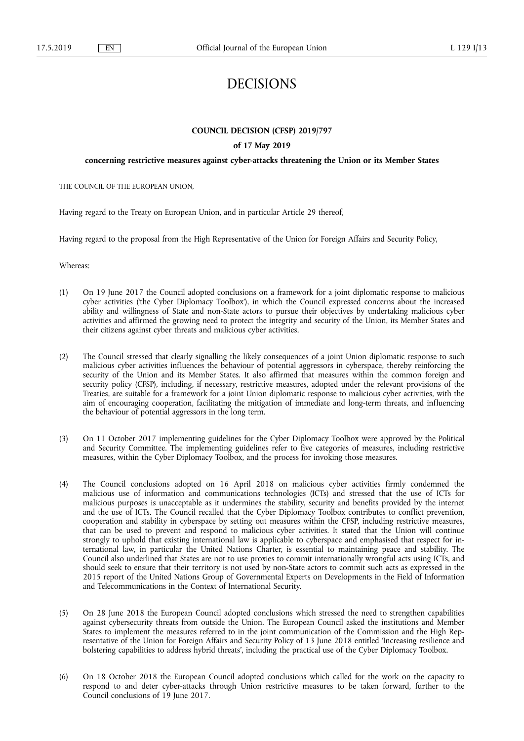# DECISIONS

**COUNCIL DECISION (CFSP) 2019/797**

**of 17 May 2019**

**concerning restrictive measures against cyber-attacks threatening the Union or its Member States**

THE COUNCIL OF THE EUROPEAN UNION,

Having regard to the Treaty on European Union, and in particular Article 29 thereof,

Having regard to the proposal from the High Representative of the Union for Foreign Affairs and Security Policy,

Whereas:

(1) On 19 June 2017 the Council adopted conclusions on a framework for a joint diplomatic response to malicious cyber activities ('the Cyber Diplomacy Toolbox'), in which the Council expressed concerns about the increased ability and willingness of State and non-State actors to pursue their objectives by undertaking malicious cyber activities and affirmed the growing need to protect the integrity and security of the Union, its Member States and their citizens against cyber threats and malicious cyber activities.

(2) The Council stressed that clearly signalling the likely consequences of a joint Union diplomatic response to such malicious cyber activities influences the behaviour of potential aggressors in cyberspace, thereby reinforcing the security of the Union and its Member States. It also affirmed that measures within the common foreign and security policy (CFSP), including, if necessary, restrictive measures, adopted under the relevant provisions of the Treaties, are suitable for a framework for a joint Union diplomatic response to malicious cyber activities, with the aim of encouraging cooperation, facilitating the mitigation of immediate and long-term threats, and influencing the behaviour of potential aggressors in the long term.

(3) On 11 October 2017 implementing guidelines for the Cyber Diplomacy Toolbox were approved by the Political and Security Committee. The implementing guidelines refer to five categories of measures, including restrictive measures, within the Cyber Diplomacy Toolbox, and the process for invoking those measures.

(4) The Council conclusions adopted on 16 April 2018 on malicious cyber activities firmly condemned the malicious use of information and communications technologies (ICTs) and stressed that the use of ICTs for malicious purposes is unacceptable as it undermines the stability, security and benefits provided by the internet and the use of ICTs. The Council recalled that the Cyber Diplomacy Toolbox contributes to conflict prevention, cooperation and stability in cyberspace by setting out measures within the CFSP, including restrictive measures, that can be used to prevent and respond to malicious cyber activities. It stated that the Union will continue strongly to uphold that existing international law is applicable to cyberspace and emphasised that respect for international law, in particular the United Nations Charter, is essential to maintaining peace and stability. The Council also underlined that States are not to use proxies to commit internationally wrongful acts using ICTs, and should seek to ensure that their territory is not used by non-State actors to commit such acts as expressed in the 2015 report of the United Nations Group of Governmental Experts on Developments in the Field of Information and Telecommunications in the Context of International Security.

(5) On 28 June 2018 the European Council adopted conclusions which stressed the need to strengthen capabilities against cybersecurity threats from outside the Union. The European Council asked the institutions and Member States to implement the measures referred to in the joint communication of the Commission and the High Representative of the Union for Foreign Affairs and Security Policy of 13 June 2018 entitled 'Increasing resilience and bolstering capabilities to address hybrid threats', including the practical use of the Cyber Diplomacy Toolbox.

(6) On 18 October 2018 the European Council adopted conclusions which called for the work on the capacity to respond to and deter cyber-attacks through Union restrictive measures to be taken forward, further to the Council conclusions of 19 June 2017.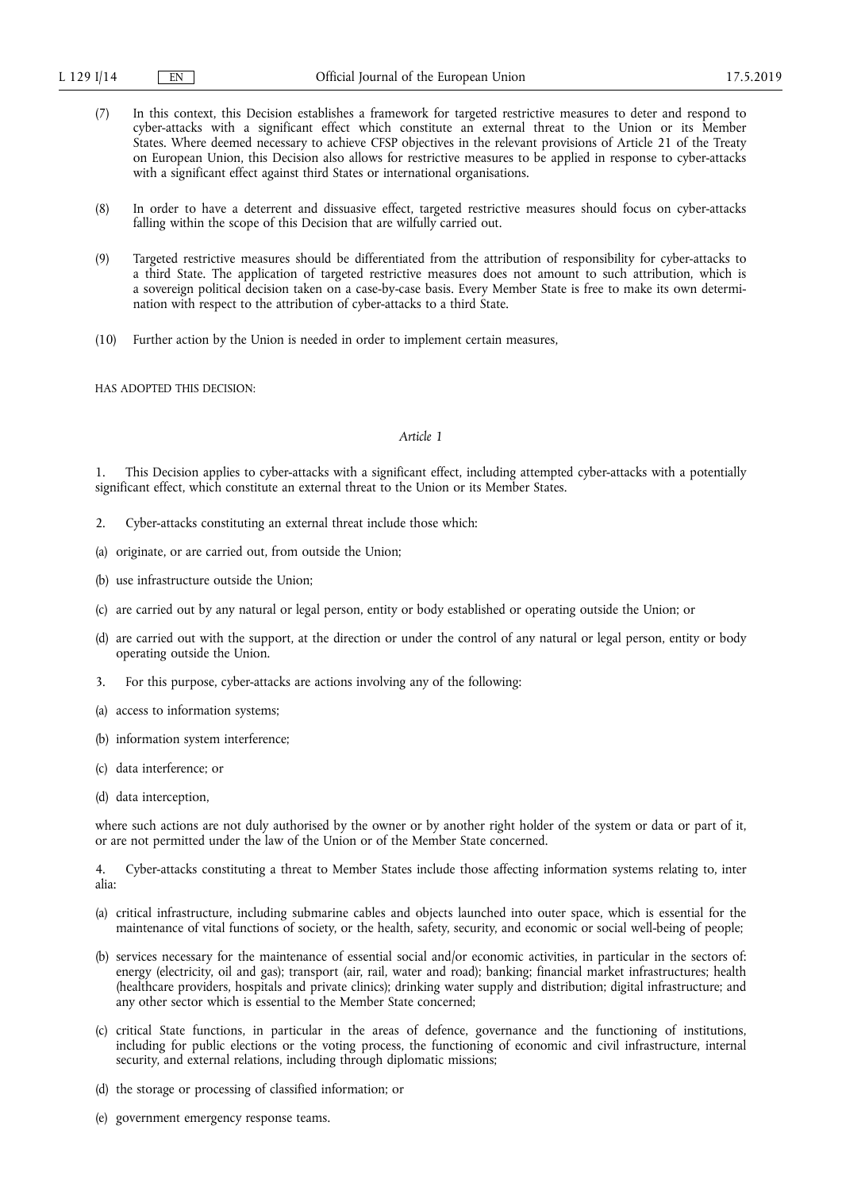(7) In this context, this Decision establishes a framework for targeted restrictive measures to deter and respond to cyber-attacks with a significant effect which constitute an external threat to the Union or its Member States. Where deemed necessary to achieve CFSP objectives in the relevant provisions of Article 21 of the Treaty on European Union, this Decision also allows for restrictive measures to be applied in response to cyber-attacks with a significant effect against third States or international organisations.

(8) In order to have a deterrent and dissuasive effect, targeted restrictive measures should focus on cyber-attacks falling within the scope of this Decision that are wilfully carried out.

(9) Targeted restrictive measures should be differentiated from the attribution of responsibility for cyber-attacks to a third State. The application of targeted restrictive measures does not amount to such attribution, which is a sovereign political decision taken on a case-by-case basis. Every Member State is free to make its own determination with respect to the attribution of cyber-attacks to a third State.

(10) Further action by the Union is needed in order to implement certain measures,

HAS ADOPTED THIS DECISION:

*Article 1*

1. This Decision applies to cyber-attacks with a significant effect, including attempted cyber-attacks with a potentially significant effect, which constitute an external threat to the Union or its Member States.

2. Cyber-attacks constituting an external threat include those which:

(a) originate, or are carried out, from outside the Union;

(b) use infrastructure outside the Union;

(c) are carried out by any natural or legal person, entity or body established or operating outside the Union; or

(d) are carried out with the support, at the direction or under the control of any natural or legal person, entity or body operating outside the Union.

3. For this purpose, cyber-attacks are actions involving any of the following:

(a) access to information systems;

(b) information system interference;

(c) data interference; or

(d) data interception,

where such actions are not duly authorised by the owner or by another right holder of the system or data or part of it, or are not permitted under the law of the Union or of the Member State concerned.

4. Cyber-attacks constituting a threat to Member States include those affecting information systems relating to, inter alia:

(a) critical infrastructure, including submarine cables and objects launched into outer space, which is essential for the maintenance of vital functions of society, or the health, safety, security, and economic or social well-being of people;

(b) services necessary for the maintenance of essential social and/or economic activities, in particular in the sectors of: energy (electricity, oil and gas); transport (air, rail, water and road); banking; financial market infrastructures; health (healthcare providers, hospitals and private clinics); drinking water supply and distribution; digital infrastructure; and any other sector which is essential to the Member State concerned;

(c) critical State functions, in particular in the areas of defence, governance and the functioning of institutions, including for public elections or the voting process, the functioning of economic and civil infrastructure, internal security, and external relations, including through diplomatic missions;

(d) the storage or processing of classified information; or

(e) government emergency response teams.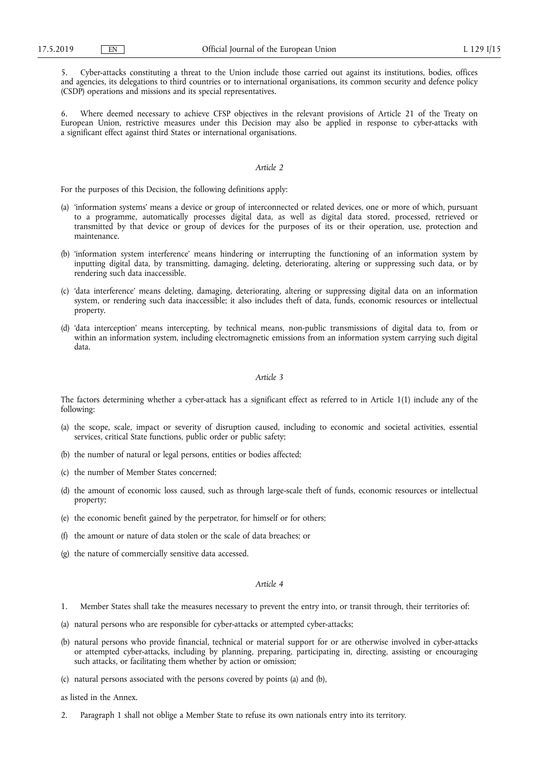5. Cyber-attacks constituting a threat to the Union include those carried out against its institutions, bodies, offices and agencies, its delegations to third countries or to international organisations, its common security and defence policy (CSDP) operations and missions and its special representatives.

6. Where deemed necessary to achieve CFSP objectives in the relevant provisions of Article 21 of the Treaty on European Union, restrictive measures under this Decision may also be applied in response to cyber-attacks with a significant effect against third States or international organisations.

### *Article 2*

For the purposes of this Decision, the following definitions apply:

(a) 'information systems' means a device or group of interconnected or related devices, one or more of which, pursuant to a programme, automatically processes digital data, as well as digital data stored, processed, retrieved or transmitted by that device or group of devices for the purposes of its or their operation, use, protection and maintenance.

(b) 'information system interference' means hindering or interrupting the functioning of an information system by inputting digital data, by transmitting, damaging, deleting, deteriorating, altering or suppressing such data, or by rendering such data inaccessible.

(c) 'data interference' means deleting, damaging, deteriorating, altering or suppressing digital data on an information system, or rendering such data inaccessible; it also includes theft of data, funds, economic resources or intellectual property.

(d) 'data interception' means intercepting, by technical means, non-public transmissions of digital data to, from or within an information system, including electromagnetic emissions from an information system carrying such digital data.

### *Article 3*

The factors determining whether a cyber-attack has a significant effect as referred to in Article 1(1) include any of the following:

(a) the scope, scale, impact or severity of disruption caused, including to economic and societal activities, essential services, critical State functions, public order or public safety;

(b) the number of natural or legal persons, entities or bodies affected;

(c) the number of Member States concerned;

(d) the amount of economic loss caused, such as through large-scale theft of funds, economic resources or intellectual property;

(e) the economic benefit gained by the perpetrator, for himself or for others;

(f) the amount or nature of data stolen or the scale of data breaches; or

(g) the nature of commercially sensitive data accessed.

### *Article 4*

1. Member States shall take the measures necessary to prevent the entry into, or transit through, their territories of:

(a) natural persons who are responsible for cyber-attacks or attempted cyber-attacks;

(b) natural persons who provide financial, technical or material support for or are otherwise involved in cyber-attacks or attempted cyber-attacks, including by planning, preparing, participating in, directing, assisting or encouraging such attacks, or facilitating them whether by action or omission;

(c) natural persons associated with the persons covered by points (a) and (b),

as listed in the Annex.

2. Paragraph 1 shall not oblige a Member State to refuse its own nationals entry into its territory.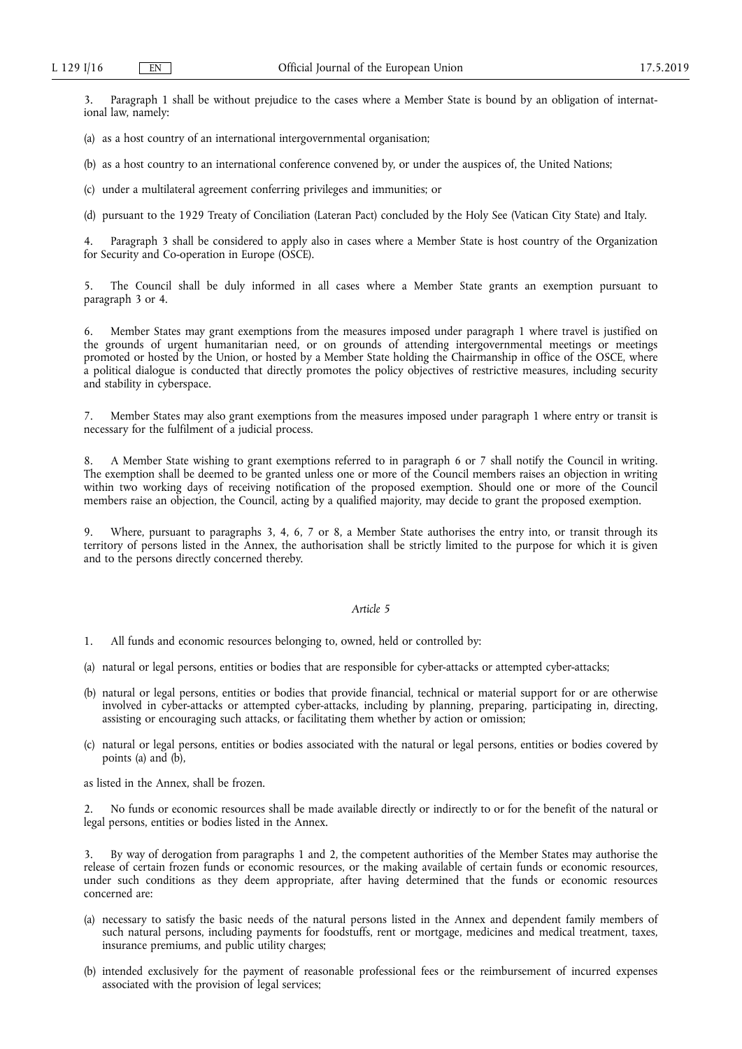3. Paragraph 1 shall be without prejudice to the cases where a Member State is bound by an obligation of international law, namely:

(a) as a host country of an international intergovernmental organisation;

(b) as a host country to an international conference convened by, or under the auspices of, the United Nations;

(c) under a multilateral agreement conferring privileges and immunities; or

(d) pursuant to the 1929 Treaty of Conciliation (Lateran Pact) concluded by the Holy See (Vatican City State) and Italy.

4. Paragraph 3 shall be considered to apply also in cases where a Member State is host country of the Organization for Security and Co-operation in Europe (OSCE).

5. The Council shall be duly informed in all cases where a Member State grants an exemption pursuant to paragraph 3 or 4.

6. Member States may grant exemptions from the measures imposed under paragraph 1 where travel is justified on the grounds of urgent humanitarian need, or on grounds of attending intergovernmental meetings or meetings promoted or hosted by the Union, or hosted by a Member State holding the Chairmanship in office of the OSCE, where a political dialogue is conducted that directly promotes the policy objectives of restrictive measures, including security and stability in cyberspace.

7. Member States may also grant exemptions from the measures imposed under paragraph 1 where entry or transit is necessary for the fulfilment of a judicial process.

8. A Member State wishing to grant exemptions referred to in paragraph 6 or 7 shall notify the Council in writing. The exemption shall be deemed to be granted unless one or more of the Council members raises an objection in writing within two working days of receiving notification of the proposed exemption. Should one or more of the Council members raise an objection, the Council, acting by a qualified majority, may decide to grant the proposed exemption.

9. Where, pursuant to paragraphs 3, 4, 6, 7 or 8, a Member State authorises the entry into, or transit through its territory of persons listed in the Annex, the authorisation shall be strictly limited to the purpose for which it is given and to the persons directly concerned thereby.

*Article 5*

1. All funds and economic resources belonging to, owned, held or controlled by:

(a) natural or legal persons, entities or bodies that are responsible for cyber-attacks or attempted cyber-attacks;

(b) natural or legal persons, entities or bodies that provide financial, technical or material support for or are otherwise involved in cyber-attacks or attempted cyber-attacks, including by planning, preparing, participating in, directing, assisting or encouraging such attacks, or facilitating them whether by action or omission;

(c) natural or legal persons, entities or bodies associated with the natural or legal persons, entities or bodies covered by points (a) and (b),

as listed in the Annex, shall be frozen.

2. No funds or economic resources shall be made available directly or indirectly to or for the benefit of the natural or legal persons, entities or bodies listed in the Annex.

3. By way of derogation from paragraphs 1 and 2, the competent authorities of the Member States may authorise the release of certain frozen funds or economic resources, or the making available of certain funds or economic resources, under such conditions as they deem appropriate, after having determined that the funds or economic resources concerned are:

(a) necessary to satisfy the basic needs of the natural persons listed in the Annex and dependent family members of such natural persons, including payments for foodstuffs, rent or mortgage, medicines and medical treatment, taxes, insurance premiums, and public utility charges;

(b) intended exclusively for the payment of reasonable professional fees or the reimbursement of incurred expenses associated with the provision of legal services;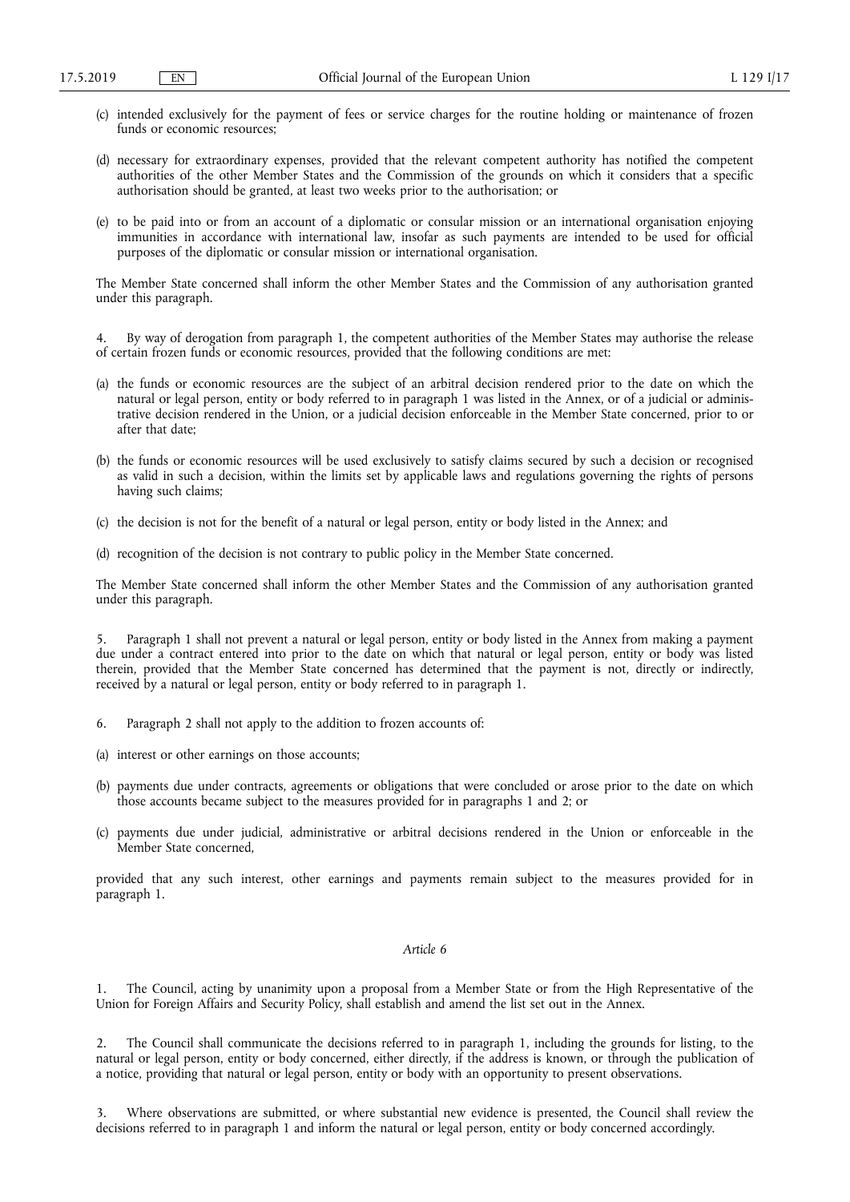(c) intended exclusively for the payment of fees or service charges for the routine holding or maintenance of frozen funds or economic resources;

(d) necessary for extraordinary expenses, provided that the relevant competent authority has notified the competent authorities of the other Member States and the Commission of the grounds on which it considers that a specific authorisation should be granted, at least two weeks prior to the authorisation; or

(e) to be paid into or from an account of a diplomatic or consular mission or an international organisation enjoying immunities in accordance with international law, insofar as such payments are intended to be used for official purposes of the diplomatic or consular mission or international organisation.

The Member State concerned shall inform the other Member States and the Commission of any authorisation granted under this paragraph.

4. By way of derogation from paragraph 1, the competent authorities of the Member States may authorise the release of certain frozen funds or economic resources, provided that the following conditions are met:

(a) the funds or economic resources are the subject of an arbitral decision rendered prior to the date on which the natural or legal person, entity or body referred to in paragraph 1 was listed in the Annex, or of a judicial or administrative decision rendered in the Union, or a judicial decision enforceable in the Member State concerned, prior to or after that date;

(b) the funds or economic resources will be used exclusively to satisfy claims secured by such a decision or recognised as valid in such a decision, within the limits set by applicable laws and regulations governing the rights of persons having such claims;

(c) the decision is not for the benefit of a natural or legal person, entity or body listed in the Annex; and

(d) recognition of the decision is not contrary to public policy in the Member State concerned.

The Member State concerned shall inform the other Member States and the Commission of any authorisation granted under this paragraph.

5. Paragraph 1 shall not prevent a natural or legal person, entity or body listed in the Annex from making a payment due under a contract entered into prior to the date on which that natural or legal person, entity or body was listed therein, provided that the Member State concerned has determined that the payment is not, directly or indirectly, received by a natural or legal person, entity or body referred to in paragraph 1.

6. Paragraph 2 shall not apply to the addition to frozen accounts of:

(a) interest or other earnings on those accounts;

(b) payments due under contracts, agreements or obligations that were concluded or arose prior to the date on which those accounts became subject to the measures provided for in paragraphs 1 and 2; or

(c) payments due under judicial, administrative or arbitral decisions rendered in the Union or enforceable in the Member State concerned,

provided that any such interest, other earnings and payments remain subject to the measures provided for in paragraph 1.

*Article 6*

1. The Council, acting by unanimity upon a proposal from a Member State or from the High Representative of the Union for Foreign Affairs and Security Policy, shall establish and amend the list set out in the Annex.

2. The Council shall communicate the decisions referred to in paragraph 1, including the grounds for listing, to the natural or legal person, entity or body concerned, either directly, if the address is known, or through the publication of a notice, providing that natural or legal person, entity or body with an opportunity to present observations.

3. Where observations are submitted, or where substantial new evidence is presented, the Council shall review the decisions referred to in paragraph 1 and inform the natural or legal person, entity or body concerned accordingly.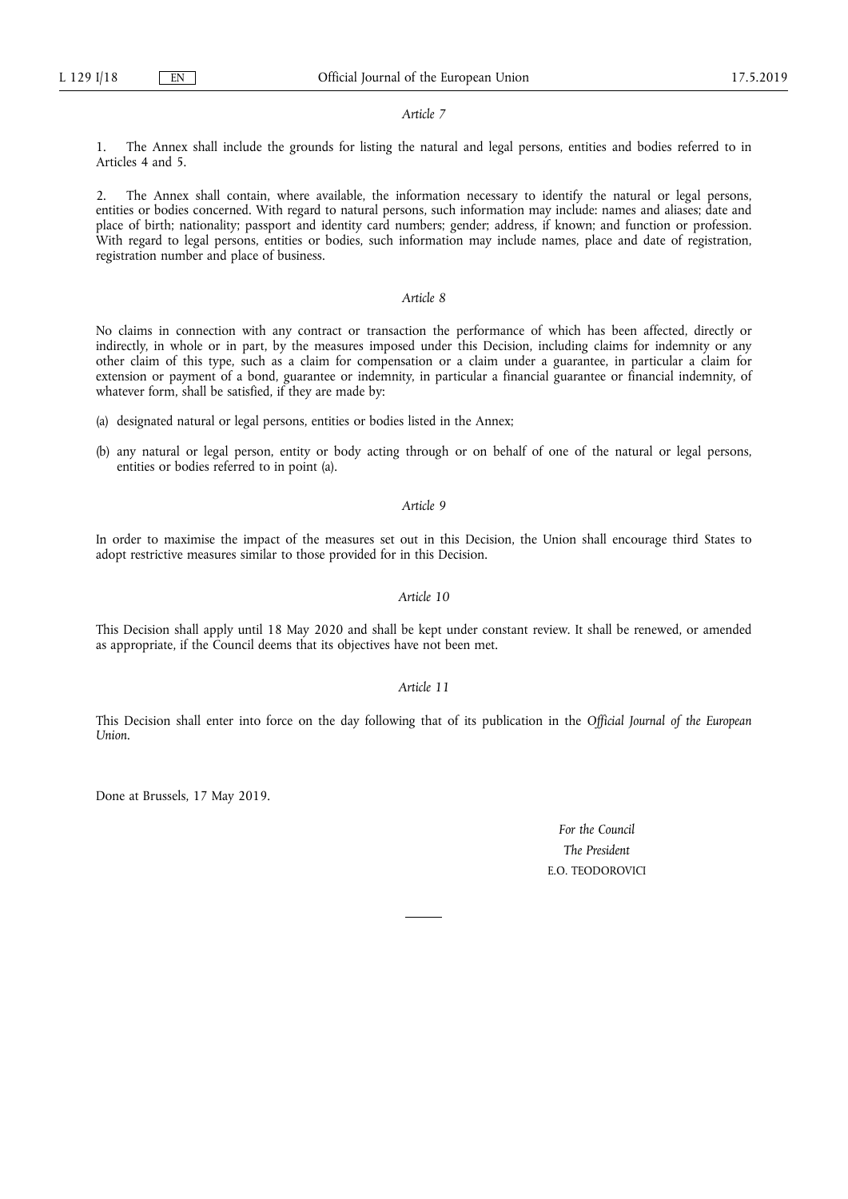*Article 7*

1. The Annex shall include the grounds for listing the natural and legal persons, entities and bodies referred to in Articles 4 and 5.

2. The Annex shall contain, where available, the information necessary to identify the natural or legal persons, entities or bodies concerned. With regard to natural persons, such information may include: names and aliases; date and place of birth; nationality; passport and identity card numbers; gender; address, if known; and function or profession. With regard to legal persons, entities or bodies, such information may include names, place and date of registration, registration number and place of business.

*Article 8*

No claims in connection with any contract or transaction the performance of which has been affected, directly or indirectly, in whole or in part, by the measures imposed under this Decision, including claims for indemnity or any other claim of this type, such as a claim for compensation or a claim under a guarantee, in particular a claim for extension or payment of a bond, guarantee or indemnity, in particular a financial guarantee or financial indemnity, of whatever form, shall be satisfied, if they are made by:

(a) designated natural or legal persons, entities or bodies listed in the Annex;

(b) any natural or legal person, entity or body acting through or on behalf of one of the natural or legal persons, entities or bodies referred to in point (a).

*Article 9*

In order to maximise the impact of the measures set out in this Decision, the Union shall encourage third States to adopt restrictive measures similar to those provided for in this Decision.

*Article 10*

This Decision shall apply until 18 May 2020 and shall be kept under constant review. It shall be renewed, or amended as appropriate, if the Council deems that its objectives have not been met.

*Article 11*

This Decision shall enter into force on the day following that of its publication in the *Official Journal of the European Union*.

Done at Brussels, 17 May 2019.

*For the Council*

*The President*

E.O. TEODOROVICI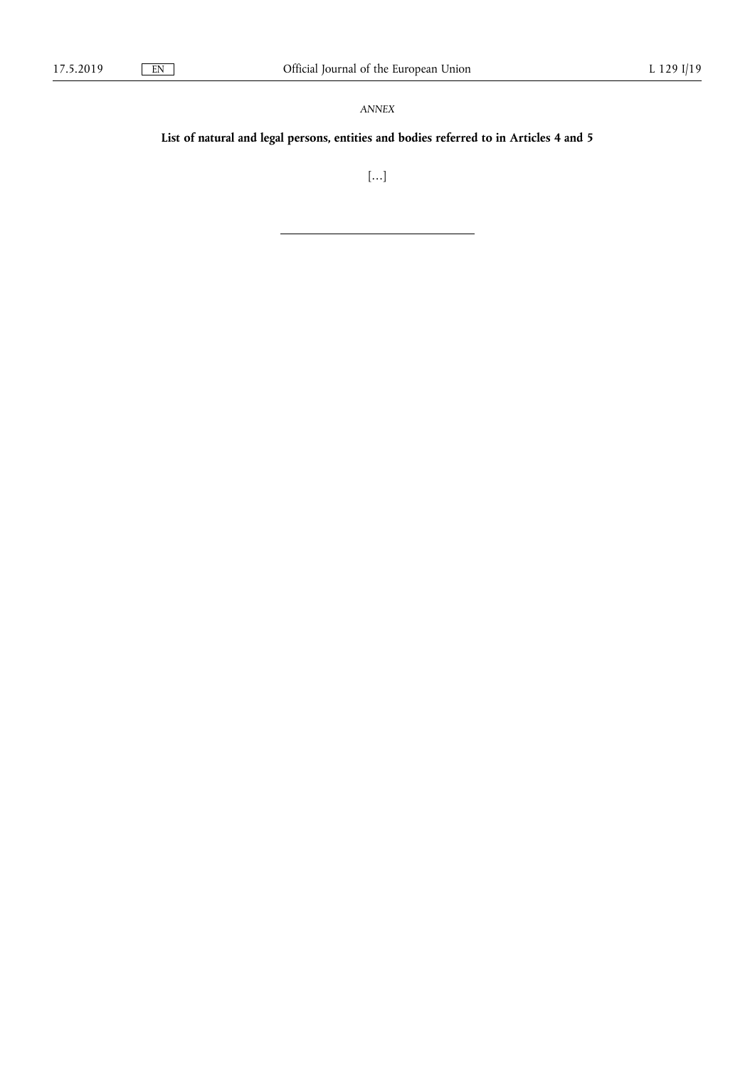*ANNEX*

**List of natural and legal persons, entities and bodies referred to in Articles 4 and 5**

[…]